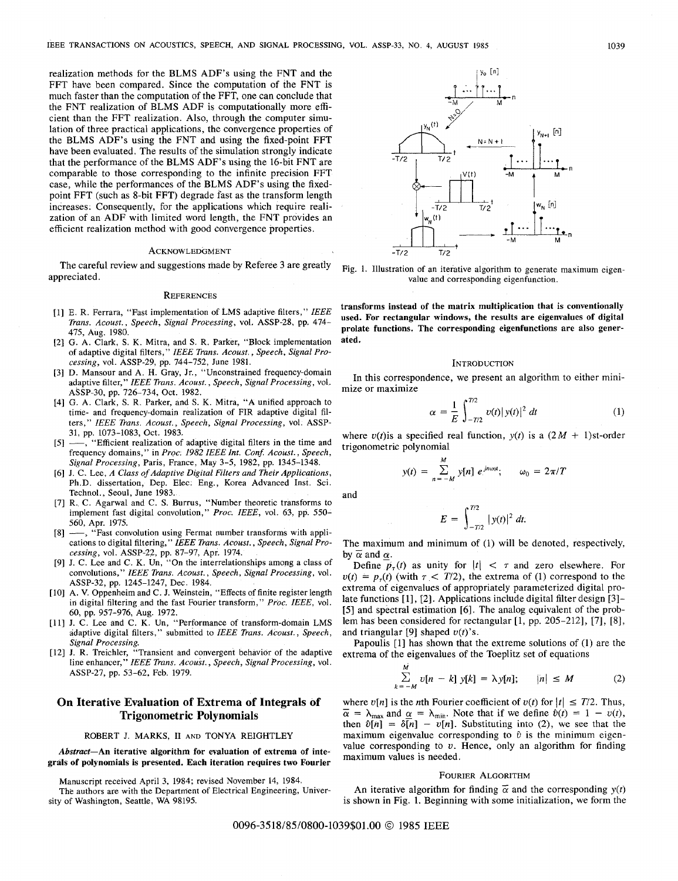realization methods for the BLMS ADF's using the FNT and the FFT have been compared. Since the computation of the FNT is much faster than the computation of the FFT, one can conclude that the FNT realization of BLMS ADF is computationally more efficient than the FFT realization. Also, through the computer simulation of three practical applications, the convergence properties of the BLMS ADF's using the FNT and using the fixed-point FFT have been evaluated. The results of the simulation strongly indicate that the performance of the BLMS ADF's using the 16-bit FNT are comparable to those corresponding to the infinite precision FFT case, while the performances of the BLMS ADF's using the fixed-point FFT (such as 8-bit FFT) degrade fast as the transform length increases. Consequently, for the applications which require realization of an ADF with limited word length, the FNT provides an efficient realization method with good convergence properties.

## Acknowledgment

The careful review and suggestions made by Referee 3 are greatly appreciated.

## References

[1] E. R. Ferrara, "Fast implementation of LMS adaptive filters," *IEEE Trans. Acoust., Speech, Signal Processing*, vol. ASSP-28, pp. 474–475, Aug. 1980.

[2] G. A. Clark, S. K. Mitra, and S. R. Parker, "Block implementation of adaptive digital filters," *IEEE Trans. Acoust., Speech, Signal Processing*, vol. ASSP-29, pp. 744–752, June 1981.

[3] D. Mansour and A. H. Gray, Jr., "Unconstrained frequency-domain adaptive filter," *IEEE Trans. Acoust., Speech, Signal Processing*, vol. ASSP-30, pp. 726–734, Oct. 1982.

[4] G. A. Clark, S. R. Parker, and S. K. Mitra, "A unified approach to time- and frequency-domain realization of FIR adaptive digital filters," *IEEE Trans. Acoust., Speech, Signal Processing*, vol. ASSP-31, pp. 1073–1083, Oct. 1983.

[5] ——, "Efficient realization of adaptive digital filters in the time and frequency domains," in *Proc. 1982 IEEE Int. Conf. Acoust., Speech, Signal Processing*, Paris, France, May 3–5, 1982, pp. 1345–1348.

[6] J. C. Lee, *A Class of Adaptive Digital Filters and Their Applications*, Ph.D. dissertation, Dep. Elec. Eng., Korea Advanced Inst. Sci. Technol., Seoul, June 1983.

[7] R. C. Agarwal and C. S. Burrus, "Number theoretic transforms to implement fast digital convolution," *Proc. IEEE*, vol. 63, pp. 550–560, Apr. 1975.

[8] ——, "Fast convolution using Fermat number transforms with applications to digital filtering," *IEEE Trans. Acoust., Speech, Signal Processing*, vol. ASSP-22, pp. 87–97, Apr. 1974.

[9] J. C. Lee and C. K. Un, "On the interrelationships among a class of convolutions," *IEEE Trans. Acoust., Speech, Signal Processing*, vol. ASSP-32, pp. 1245–1247, Dec. 1984.

[10] A. V. Oppenheim and C. J. Weinstein, "Effects of finite register length in digital filtering and the fast Fourier transform," *Proc. IEEE*, vol. 60, pp. 957–976, Aug. 1972.

[11] J. C. Lee and C. K. Un, "Performance of transform-domain LMS adaptive digital filters," submitted to *IEEE Trans. Acoust., Speech, Signal Processing*.

[12] J. R. Treichler, "Transient and convergent behavior of the adaptive line enhancer," *IEEE Trans. Acoust., Speech, Signal Processing*, vol. ASSP-27, pp. 53–62, Feb. 1979.

# On Iterative Evaluation of Extrema of Integrals of Trigonometric Polynomials

ROBERT J. MARKS, II AND TONYA REIGHTLEY

***Abstract*—An iterative algorithm for evaluation of extrema of integrals of polynomials is presented. Each iteration requires two Fourier transforms instead of the matrix multiplication that is conventionally used. For rectangular windows, the results are eigenvalues of digital prolate functions. The corresponding eigenfunctions are also generated.**

Manuscript received April 3, 1984; revised November 14, 1984.

The authors are with the Department of Electrical Engineering, University of Washington, Seattle, WA 98195.

$y_0[n]$

$-M$ $M$ $n$

$N=0$

$y_N(t)$

$N=N+1$

$y_{N+1}[n]$

$-T/2$ $T/2$ $t$

$V(t)$

$-M$ $M$ $n$

$-T/2$ $T/2$ $t$

$w_N[n]$

$w_N(t)$

$-M$ $M$ $n$

$-T/2$ $T/2$

Fig. 1. Illustration of an iterative algorithm to generate maximum eigenvalue and corresponding eigenfunction.

## Introduction

In this correspondence, we present an algorithm to either minimize or maximize

$$\alpha = \frac{1}{E} \int_{-T/2}^{T/2} v(t) |y(t)|^2 \, dt \tag{1}$$

where $v(t)$ is a specified real function, $y(t)$ is a $(2M + 1)$st-order trigonometric polynomial

$$y(t) = \sum_{n=-M}^{M} y[n] \, e^{jn\omega_0 t}; \qquad \omega_0 = 2\pi/T$$

and

$$E = \int_{-T/2}^{T/2} |y(t)|^2 \, dt.$$

The maximum and minimum of (1) will be denoted, respectively, by $\overline{\alpha}$ and $\underline{\alpha}$.

Define $p_\tau(t)$ as unity for $|t| < \tau$ and zero elsewhere. For $v(t) = p_\tau(t)$ (with $\tau < T/2$), the extrema of (1) correspond to the extrema of eigenvalues of appropriately parameterized digital prolate functions [1], [2]. Applications include digital filter design [3]–[5] and spectral estimation [6]. The analog equivalent of the problem has been considered for rectangular [1, pp. 205–212], [7], [8], and triangular [9] shaped $v(t)$'s.

Papoulis [1] has shown that the extreme solutions of (1) are the extrema of the eigenvalues of the Toeplitz set of equations

$$\sum_{k=-M}^{M} v[n - k] \, y[k] = \lambda y[n]; \qquad |n| \leq M \tag{2}$$

where $v[n]$ is the $n$th Fourier coefficient of $v(t)$ for $|t| \leq T/2$. Thus, $\overline{\alpha} = \lambda_{\max}$ and $\underline{\alpha} = \lambda_{\min}$. Note that if we define $\hat{v}(t) = 1 - v(t)$, then $\hat{v}[n] = \delta[n] - v[n]$. Substituting into (2), we see that the maximum eigenvalue corresponding to $\hat{v}$ is the minimum eigenvalue corresponding to $v$. Hence, only an algorithm for finding maximum values is needed.

## Fourier Algorithm

An iterative algorithm for finding $\overline{\alpha}$ and the corresponding $y(t)$ is shown in Fig. 1. Beginning with some initialization, we form the

0096-3518/85/0800-1039$01.00 © 1985 IEEE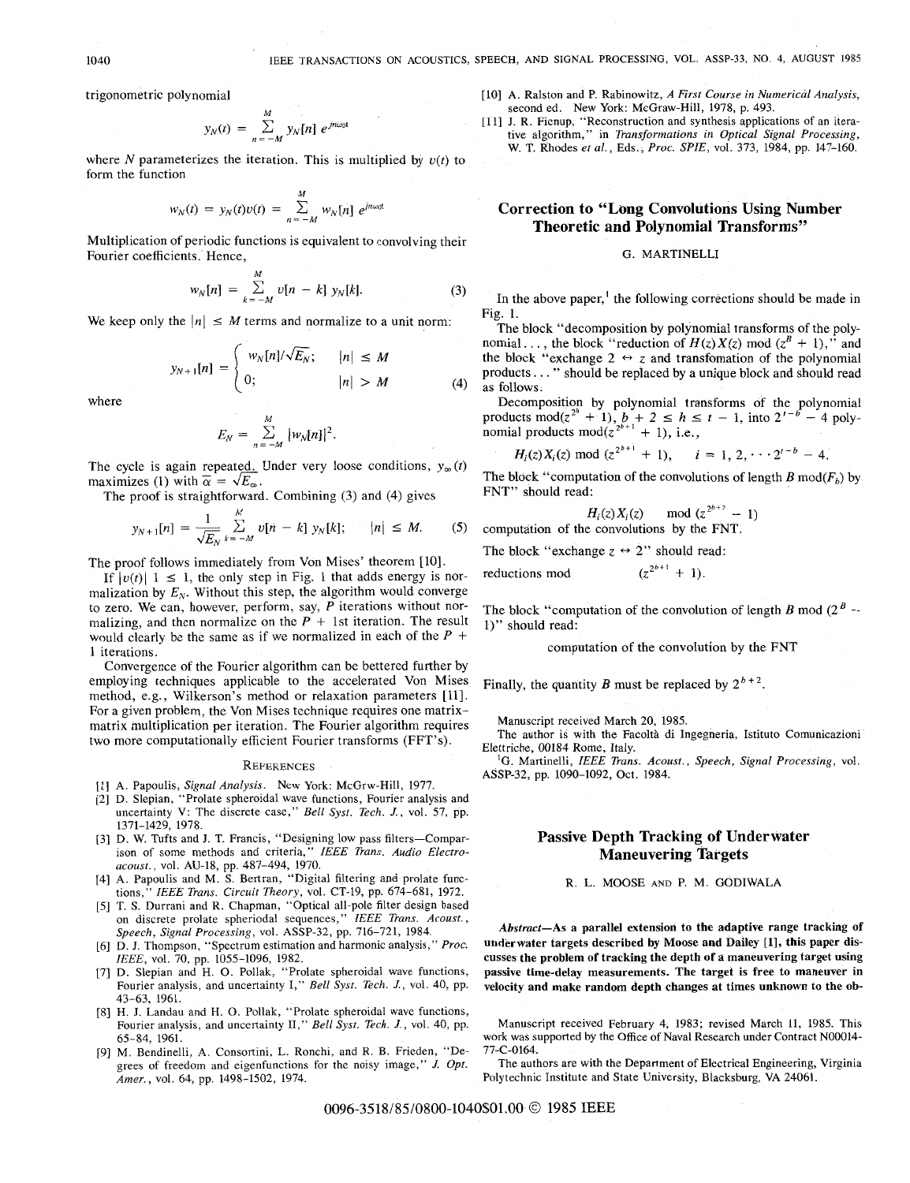trigonometric polynomial

$$y_N(t) = \sum_{n=-M}^{M} y_N[n] \, e^{jn\omega_0 t}$$

where $N$ parameterizes the iteration. This is multiplied by $v(t)$ to form the function

$$w_N(t) = y_N(t)v(t) = \sum_{n=-M}^{M} w_N[n] \, e^{jn\omega_0 t}$$

Multiplication of periodic functions is equivalent to convolving their Fourier coefficients. Hence,

$$w_N[n] = \sum_{k=-M}^{M} v[n-k] \, y_N[k]. \tag{3}$$

We keep only the $|n| \leq M$ terms and normalize to a unit norm:

$$y_{N+1}[n] = \begin{cases} w_N[n]/\sqrt{E_N}; & |n| \leq M \\ 0; & |n| > M \end{cases} \tag{4}$$

where

$$E_N = \sum_{n=-M}^{M} |w_N[n]|^2.$$

The cycle is again repeated. Under very loose conditions, $y_\infty(t)$ maximizes (1) with $\overline{\alpha} = \sqrt{E_\infty}$.

The proof is straightforward. Combining (3) and (4) gives

$$y_{N+1}[n] = \frac{1}{\sqrt{E_N}} \sum_{k=-M}^{M} v[n-k] \, y_N[k]; \qquad |n| \leq M. \tag{5}$$

The proof follows immediately from Von Mises' theorem [10].

If $|v(t)| \; 1 \leq 1$, the only step in Fig. 1 that adds energy is normalization by $E_N$. Without this step, the algorithm would converge to zero. We can, however, perform, say, $P$ iterations without normalizing, and then normalize on the $P + 1$st iteration. The result would clearly be the same as if we normalized in each of the $P + 1$ iterations.

Convergence of the Fourier algorithm can be bettered further by employing techniques applicable to the accelerated Von Mises method, e.g., Wilkerson's method or relaxation parameters [11]. For a given problem, the Von Mises technique requires one matrix-matrix multiplication per iteration. The Fourier algorithm requires two more computationally efficient Fourier transforms (FFT's).

## References

[1] A. Papoulis, *Signal Analysis*. New York: McGrw-Hill, 1977.

[2] D. Slepian, "Prolate spheroidal wave functions, Fourier analysis and uncertainty V: The discrete case," *Bell Syst. Tech. J.*, vol. 57, pp. 1371–1429, 1978.

[3] D. W. Tufts and J. T. Francis, "Designing low pass filters—Comparison of some methods and criteria," *IEEE Trans. Audio Electroacoust.*, vol. AU-18, pp. 487–494, 1970.

[4] A. Papoulis and M. S. Bertran, "Digital filtering and prolate functions," *IEEE Trans. Circuit Theory*, vol. CT-19, pp. 674–681, 1972.

[5] T. S. Durrani and R. Chapman, "Optical all-pole filter design based on discrete prolate spheroidal sequences," *IEEE Trans. Acoust., Speech, Signal Processing*, vol. ASSP-32, pp. 716–721, 1984.

[6] D. J. Thompson, "Spectrum estimation and harmonic analysis," *Proc. IEEE*, vol. 70, pp. 1055–1096, 1982.

[7] D. Slepian and H. O. Pollak, "Prolate spheroidal wave functions, Fourier analysis, and uncertainty I," *Bell Syst. Tech. J.*, vol. 40, pp. 43–63, 1961.

[8] H. J. Landau and H. O. Pollak, "Prolate spheroidal wave functions, Fourier analysis, and uncertainty II," *Bell Syst. Tech. J.*, vol. 40, pp. 65–84, 1961.

[9] M. Bendinelli, A. Consortini, L. Ronchi, and R. B. Frieden, "Degrees of freedom and eigenfunctions for the noisy image," *J. Opt. Amer.*, vol. 64, pp. 1498–1502, 1974.

[10] A. Ralston and P. Rabinowitz, *A First Course in Numerical Analysis*, second ed. New York: McGraw-Hill, 1978, p. 493.

[11] J. R. Fienup, "Reconstruction and synthesis applications of an iterative algorithm," in *Transformations in Optical Signal Processing*, W. T. Rhodes *et al.*, Eds., *Proc. SPIE*, vol. 373, 1984, pp. 147–160.

# Correction to "Long Convolutions Using Number Theoretic and Polynomial Transforms"

G. MARTINELLI

In the above paper,[1] the following corrections should be made in Fig. 1.

The block "decomposition by polynomial transforms of the polynomial . . . , the block "reduction of $H(z)X(z)$ mod $(z^B + 1)$," and the block "exchange $2 \leftrightarrow z$ and transfomation of the polynomial products . . ." should be replaced by a unique block and should read as follows:

Decomposition by polynomial transforms of the polynomial products mod$(z^{2^h} + 1)$, $b + 2 \leq h \leq t - 1$, into $2^{t-b} - 4$ polynomial products mod$(z^{2^{b+1}} + 1)$, i.e.,

$$H_i(z)X_i(z) \bmod (z^{2^{b+1}} + 1), \qquad i = 1, 2, \cdots 2^{t-b} - 4.$$

The block "computation of the convolutions of length $B$ mod$(F_b)$ by FNT" should read:

$$H_i(z)X_i(z) \qquad \bmod (z^{2^{b+2}} - 1)$$

computation of the convolutions by the FNT.

The block "exchange $z \leftrightarrow 2$" should read:

reductions mod $\qquad (z^{2^{b+1}} + 1)$.

The block "computation of the convolution of length $B$ mod $(2^B - 1)$" should read:

computation of the convolution by the FNT

Finally, the quantity $B$ must be replaced by $2^{b+2}$.

Manuscript received March 20, 1985.

The author is with the Facoltà di Ingegneria, Istituto Comunicazioni Elettriche, 00184 Rome, Italy.

[1] G. Martinelli, *IEEE Trans. Acoust., Speech, Signal Processing*, vol. ASSP-32, pp. 1090–1092, Oct. 1984.

# Passive Depth Tracking of Underwater Maneuvering Targets

R. L. MOOSE AND P. M. GODIWALA

***Abstract*—As a parallel extension to the adaptive range tracking of underwater targets described by Moose and Dailey [1], this paper discusses the problem of tracking the depth of a maneuvering target using passive time-delay measurements. The target is free to maneuver in velocity and make random depth changes at times unknown to the ob-**

Manuscript received February 4, 1983; revised March 11, 1985. This work was supported by the Office of Naval Research under Contract N00014-77-C-0164.

The authors are with the Department of Electrical Engineering, Virginia Polytechnic Institute and State University, Blacksburg, VA 24061.

0096-3518/85/0800-1040$01.00 © 1985 IEEE